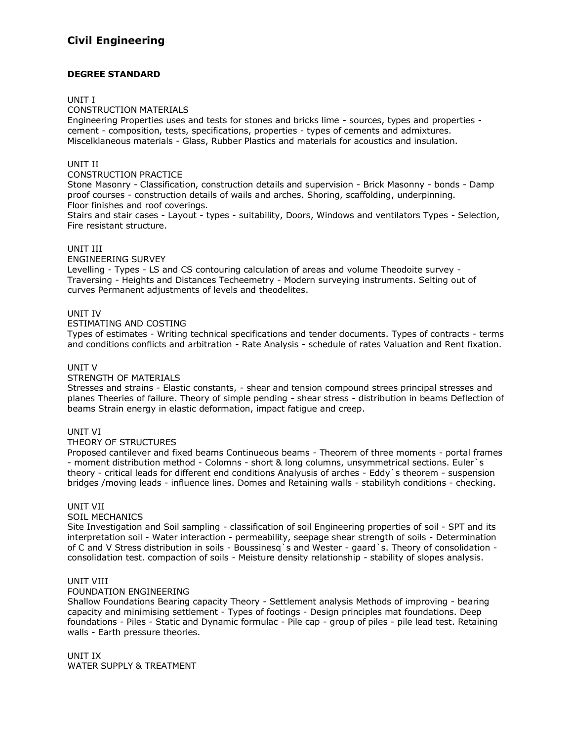# Civil Engineering

**DEGREE STANDARD**

UNIT I
CONSTRUCTION MATERIALS
Engineering Properties uses and tests for stones and bricks lime - sources, types and properties - cement - composition, tests, specifications, properties - types of cements and admixtures. Miscelklaneous materials - Glass, Rubber Plastics and materials for acoustics and insulation.

UNIT II
CONSTRUCTION PRACTICE
Stone Masonry - Classification, construction details and supervision - Brick Masonny - bonds - Damp proof courses - construction details of wails and arches. Shoring, scaffolding, underpinning.
Floor finishes and roof coverings.
Stairs and stair cases - Layout - types - suitability, Doors, Windows and ventilators Types - Selection, Fire resistant structure.

UNIT III
ENGINEERING SURVEY
Levelling - Types - LS and CS contouring calculation of areas and volume Theodoite survey - Traversing - Heights and Distances Techeemetry - Modern surveying instruments. Selting out of curves Permanent adjustments of levels and theodelites.

UNIT IV
ESTIMATING AND COSTING
Types of estimates - Writing technical specifications and tender documents. Types of contracts - terms and conditions conflicts and arbitration - Rate Analysis - schedule of rates Valuation and Rent fixation.

UNIT V
STRENGTH OF MATERIALS
Stresses and strains - Elastic constants, - shear and tension compound strees principal stresses and planes Theeries of failure. Theory of simple pending - shear stress - distribution in beams Deflection of beams Strain energy in elastic deformation, impact fatigue and creep.

UNIT VI
THEORY OF STRUCTURES
Proposed cantilever and fixed beams Continueous beams - Theorem of three moments - portal frames - moment distribution method - Colomns - short & long columns, unsymmetrical sections. Euler`s theory - critical leads for different end conditions Analyusis of arches - Eddy`s theorem - suspension bridges /moving leads - influence lines. Domes and Retaining walls - stabilityh conditions - checking.

UNIT VII
SOIL MECHANICS
Site Investigation and Soil sampling - classification of soil Engineering properties of soil - SPT and its interpretation soil - Water interaction - permeability, seepage shear strength of soils - Determination of C and V Stress distribution in soils - Boussinesq`s and Wester - gaard`s. Theory of consolidation - consolidation test. compaction of soils - Meisture density relationship - stability of slopes analysis.

UNIT VIII
FOUNDATION ENGINEERING
Shallow Foundations Bearing capacity Theory - Settlement analysis Methods of improving - bearing capacity and minimising settlement - Types of footings - Design principles mat foundations. Deep foundations - Piles - Static and Dynamic formulac - Pile cap - group of piles - pile lead test. Retaining walls - Earth pressure theories.

UNIT IX
WATER SUPPLY & TREATMENT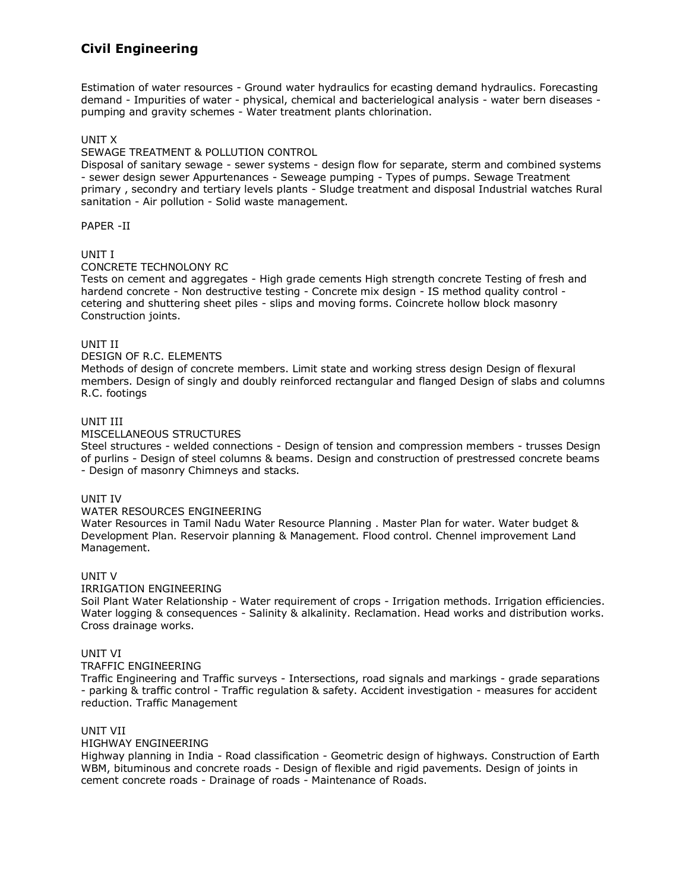## Civil Engineering

Estimation of water resources - Ground water hydraulics for ecasting demand hydraulics. Forecasting demand - Impurities of water - physical, chemical and bacterielogical analysis - water bern diseases - pumping and gravity schemes - Water treatment plants chlorination.

UNIT X

SEWAGE TREATMENT & POLLUTION CONTROL

Disposal of sanitary sewage - sewer systems - design flow for separate, sterm and combined systems - sewer design sewer Appurtenances - Seweage pumping - Types of pumps. Sewage Treatment primary , secondry and tertiary levels plants - Sludge treatment and disposal Industrial watches Rural sanitation - Air pollution - Solid waste management.

PAPER -II

UNIT I

CONCRETE TECHNOLONY RC

Tests on cement and aggregates - High grade cements High strength concrete Testing of fresh and hardend concrete - Non destructive testing - Concrete mix design - IS method quality control - cetering and shuttering sheet piles - slips and moving forms. Coincrete hollow block masonry Construction joints.

UNIT II

DESIGN OF R.C. ELEMENTS

Methods of design of concrete members. Limit state and working stress design Design of flexural members. Design of singly and doubly reinforced rectangular and flanged Design of slabs and columns R.C. footings

UNIT III

MISCELLANEOUS STRUCTURES

Steel structures - welded connections - Design of tension and compression members - trusses Design of purlins - Design of steel columns & beams. Design and construction of prestressed concrete beams - Design of masonry Chimneys and stacks.

UNIT IV

WATER RESOURCES ENGINEERING

Water Resources in Tamil Nadu Water Resource Planning . Master Plan for water. Water budget & Development Plan. Reservoir planning & Management. Flood control. Chennel improvement Land Management.

UNIT V

IRRIGATION ENGINEERING

Soil Plant Water Relationship - Water requirement of crops - Irrigation methods. Irrigation efficiencies. Water logging & consequences - Salinity & alkalinity. Reclamation. Head works and distribution works. Cross drainage works.

UNIT VI

TRAFFIC ENGINEERING

Traffic Engineering and Traffic surveys - Intersections, road signals and markings - grade separations - parking & traffic control - Traffic regulation & safety. Accident investigation - measures for accident reduction. Traffic Management

UNIT VII

HIGHWAY ENGINEERING

Highway planning in India - Road classification - Geometric design of highways. Construction of Earth WBM, bituminous and concrete roads - Design of flexible and rigid pavements. Design of joints in cement concrete roads - Drainage of roads - Maintenance of Roads.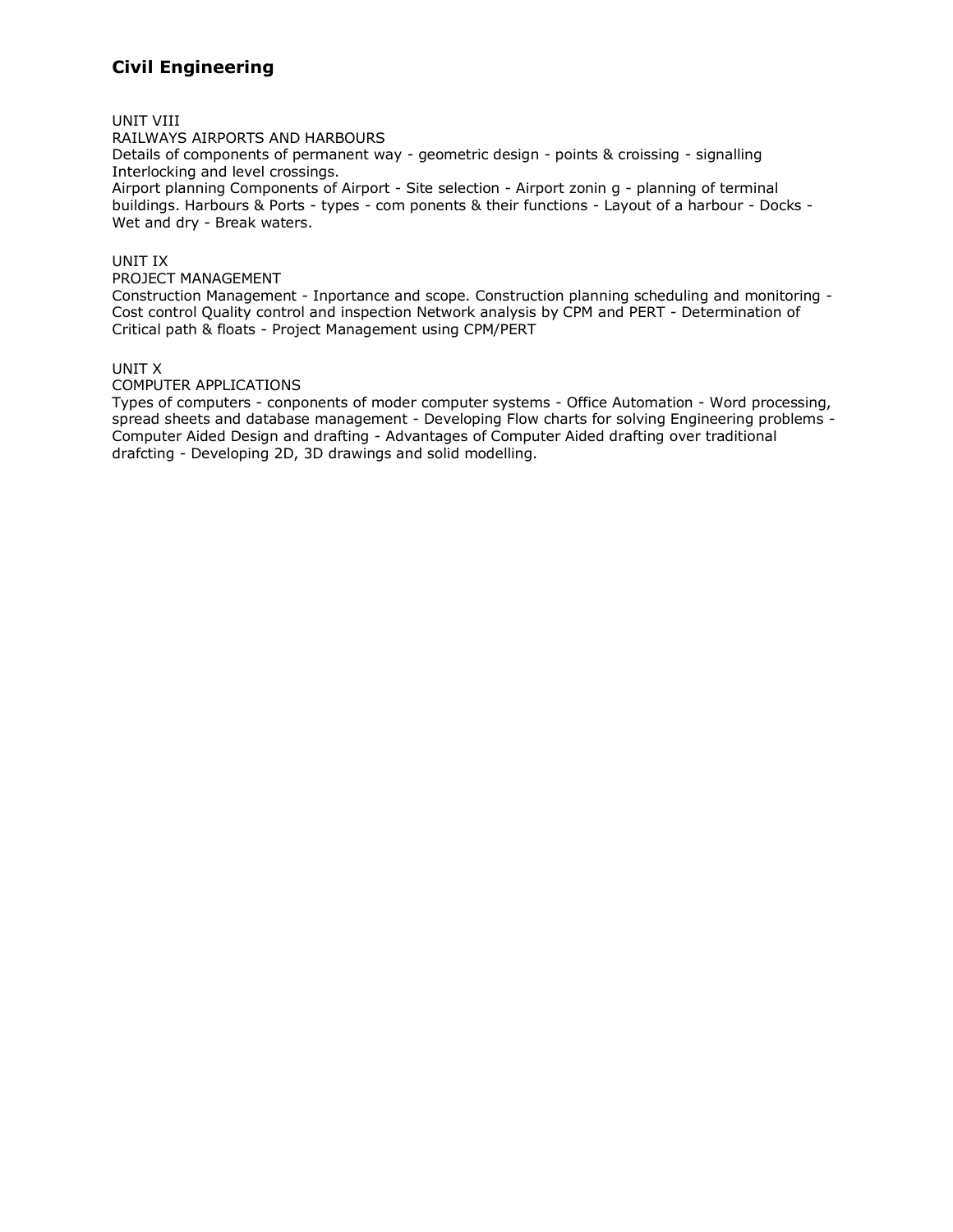## Civil Engineering

UNIT VIII
RAILWAYS AIRPORTS AND HARBOURS
Details of components of permanent way - geometric design - points & croissing - signalling Interlocking and level crossings.
Airport planning Components of Airport - Site selection - Airport zonin g - planning of terminal buildings. Harbours & Ports - types - com ponents & their functions - Layout of a harbour - Docks - Wet and dry - Break waters.

UNIT IX
PROJECT MANAGEMENT
Construction Management - Inportance and scope. Construction planning scheduling and monitoring - Cost control Quality control and inspection Network analysis by CPM and PERT - Determination of Critical path & floats - Project Management using CPM/PERT

UNIT X
COMPUTER APPLICATIONS
Types of computers - conponents of moder computer systems - Office Automation - Word processing, spread sheets and database management - Developing Flow charts for solving Engineering problems - Computer Aided Design and drafting - Advantages of Computer Aided drafting over traditional drafcting - Developing 2D, 3D drawings and solid modelling.